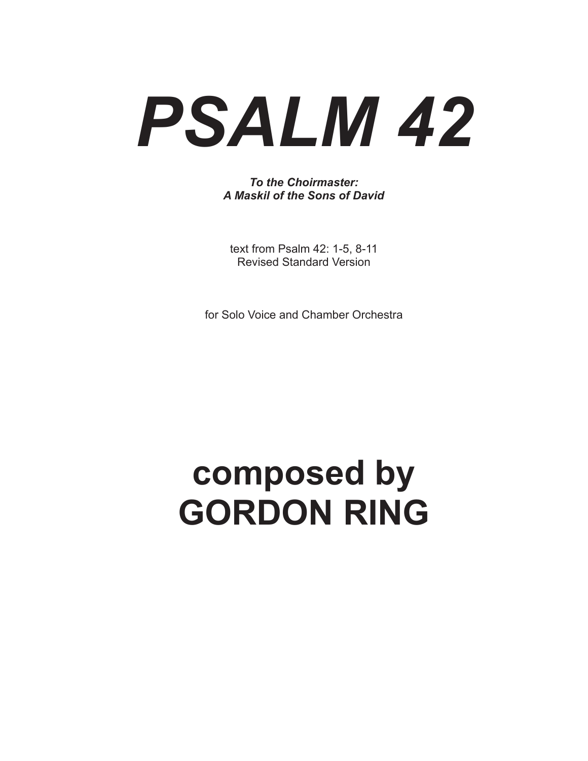# *PSALM 42*

***To the Choirmaster:***
***A Maskil of the Sons of David***

text from Psalm 42: 1-5, 8-11
Revised Standard Version

for Solo Voice and Chamber Orchestra

## composed by
## GORDON RING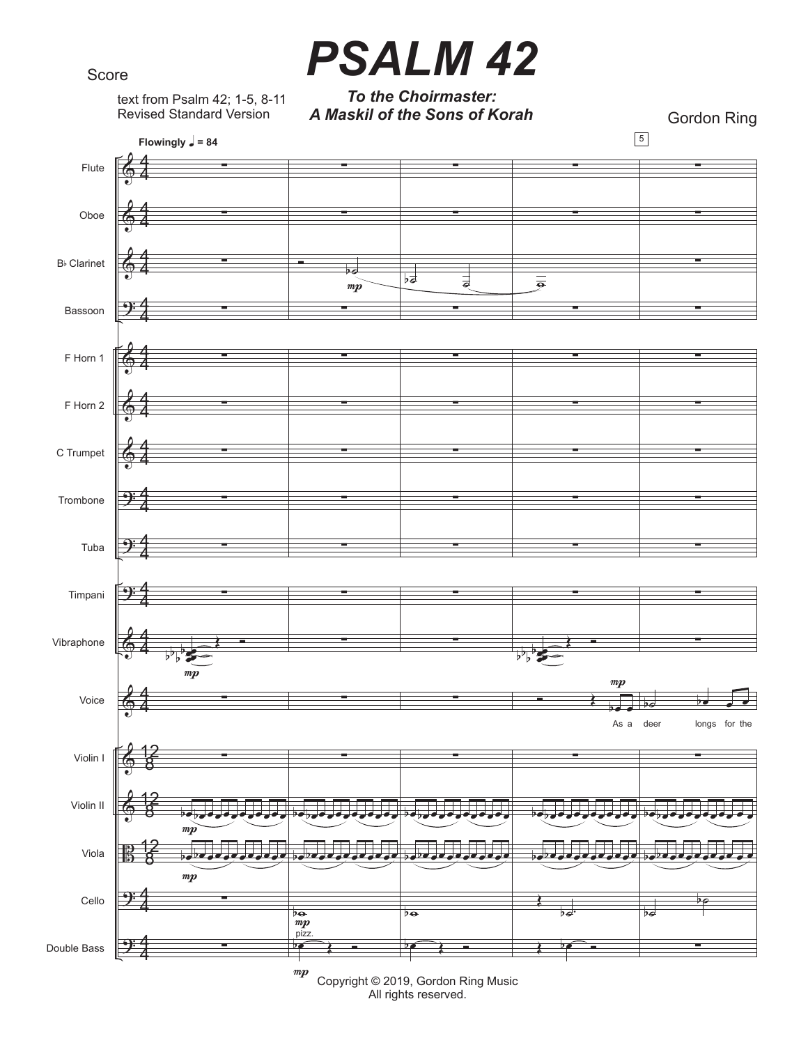Score

# PSALM 42

text from Psalm 42; 1-5, 8-11
Revised Standard Version

***To the Choirmaster:***
***A Maskil of the Sons of Korah***

Gordon Ring

**Flowingly** ♩ = 84

Flute
Oboe
B♭ Clarinet
Bassoon
F Horn 1
F Horn 2
C Trumpet
Trombone
Tuba
Timpani
Vibraphone
Voice
Violin I
Violin II
Viola
Cello
Double Bass

As a deer longs for the

Copyright © 2019, Gordon Ring Music
All rights reserved.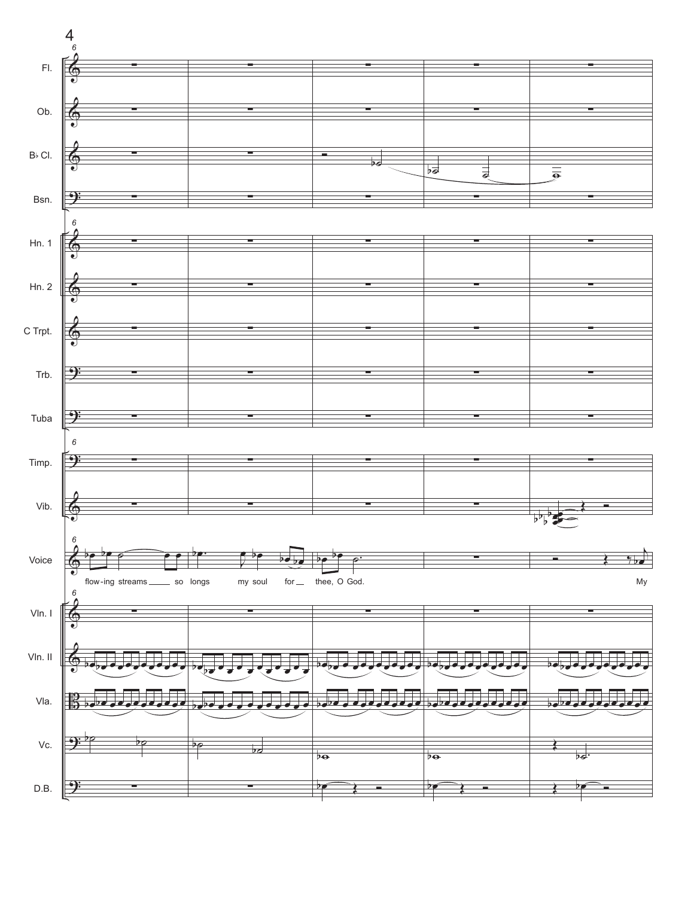Fl.

Ob.

B♭ Cl.

Bsn.

Hn. 1

Hn. 2

C Trpt.

Trb.

Tuba

Timp.

Vib.

Voice

flow-ing streams so longs my soul for thee, O God. My

Vln. I

Vln. II

Vla.

Vc.

D.B.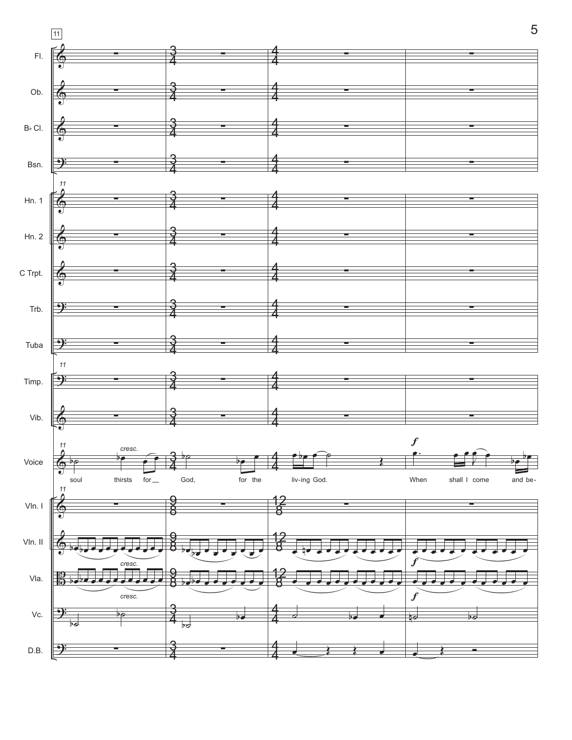11

Fl. | Ob. | B♭ Cl. | Bsn. | Hn. 1 | Hn. 2 | C Trpt. | Trb. | Tuba | Timp. | Vib. | Voice | Vln. I | Vln. II | Vla. | Vc. | D.B.

*cresc.* *f*

soul thirsts for God, for the liv-ing God. When shall I come and be-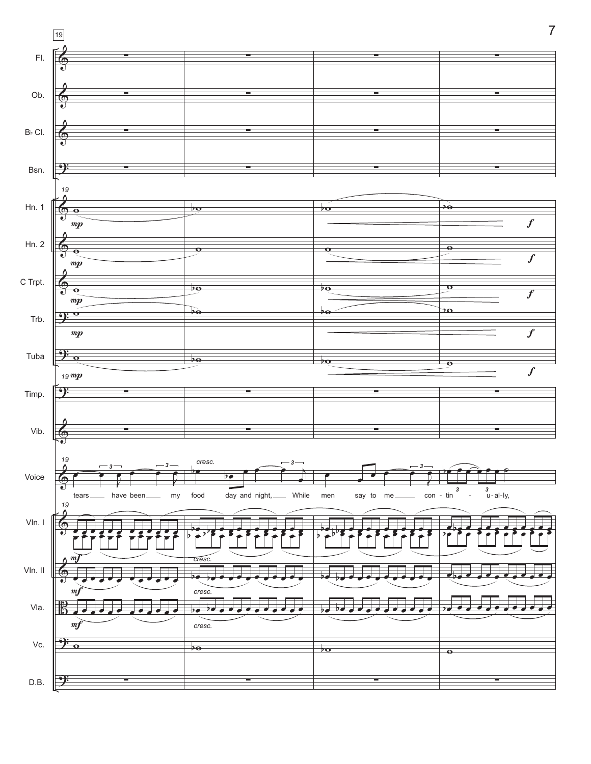19

Fl.

Ob.

B♭ Cl.

Bsn.

Hn. 1

Hn. 2

C Trpt.

Trb.

Tuba

Timp.

Vib.

Voice

Vln. I

Vln. II

Vla.

Vc.

D.B.

*mp* *f* *mf* *cresc.*

tears have been my food day and night, While men say to me con - tin - u-al-ly,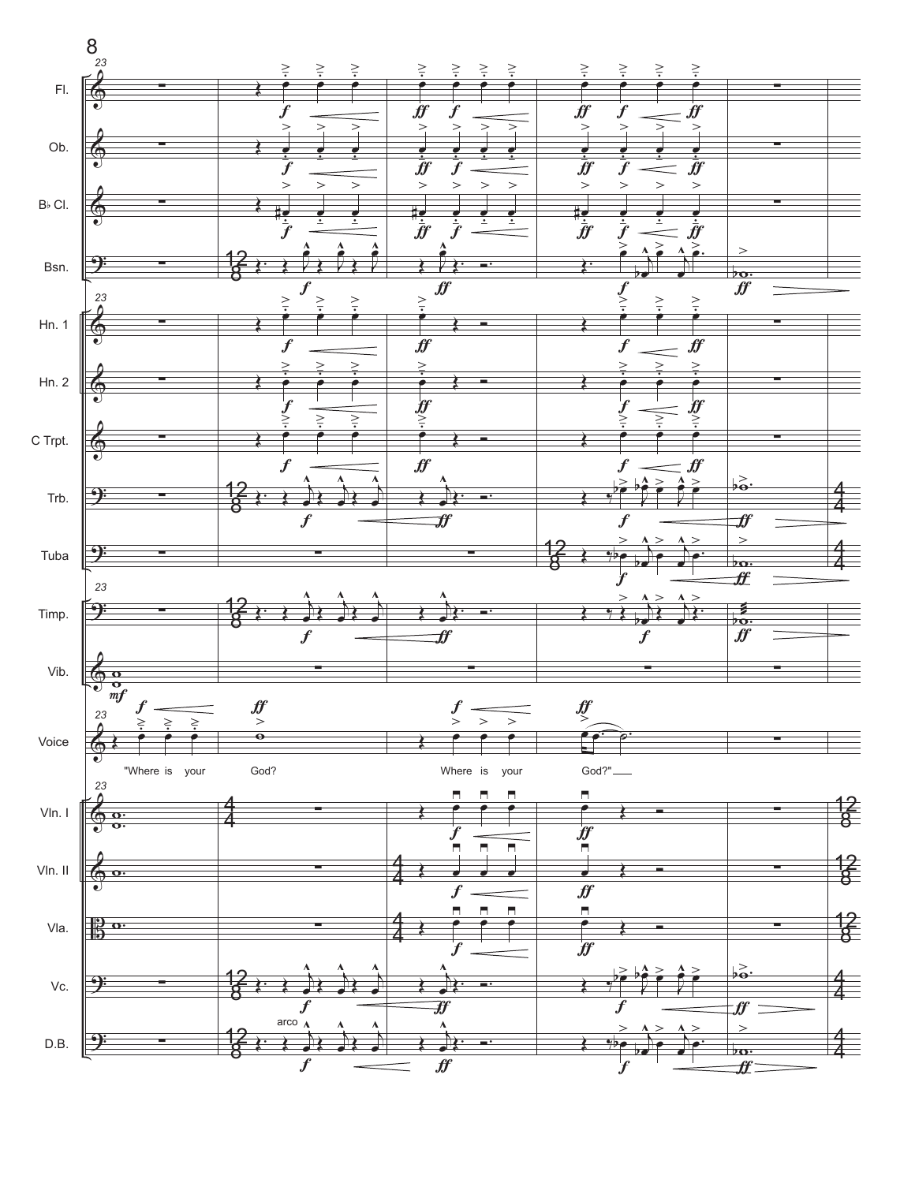Fl.
Ob.
B♭ Cl.
Bsn.
Hn. 1
Hn. 2
C Trpt.
Trb.
Tuba
Timp.
Vib.
Voice
Vln. I
Vln. II
Vla.
Vc.
D.B.

"Where is your God? Where is your God?"

arco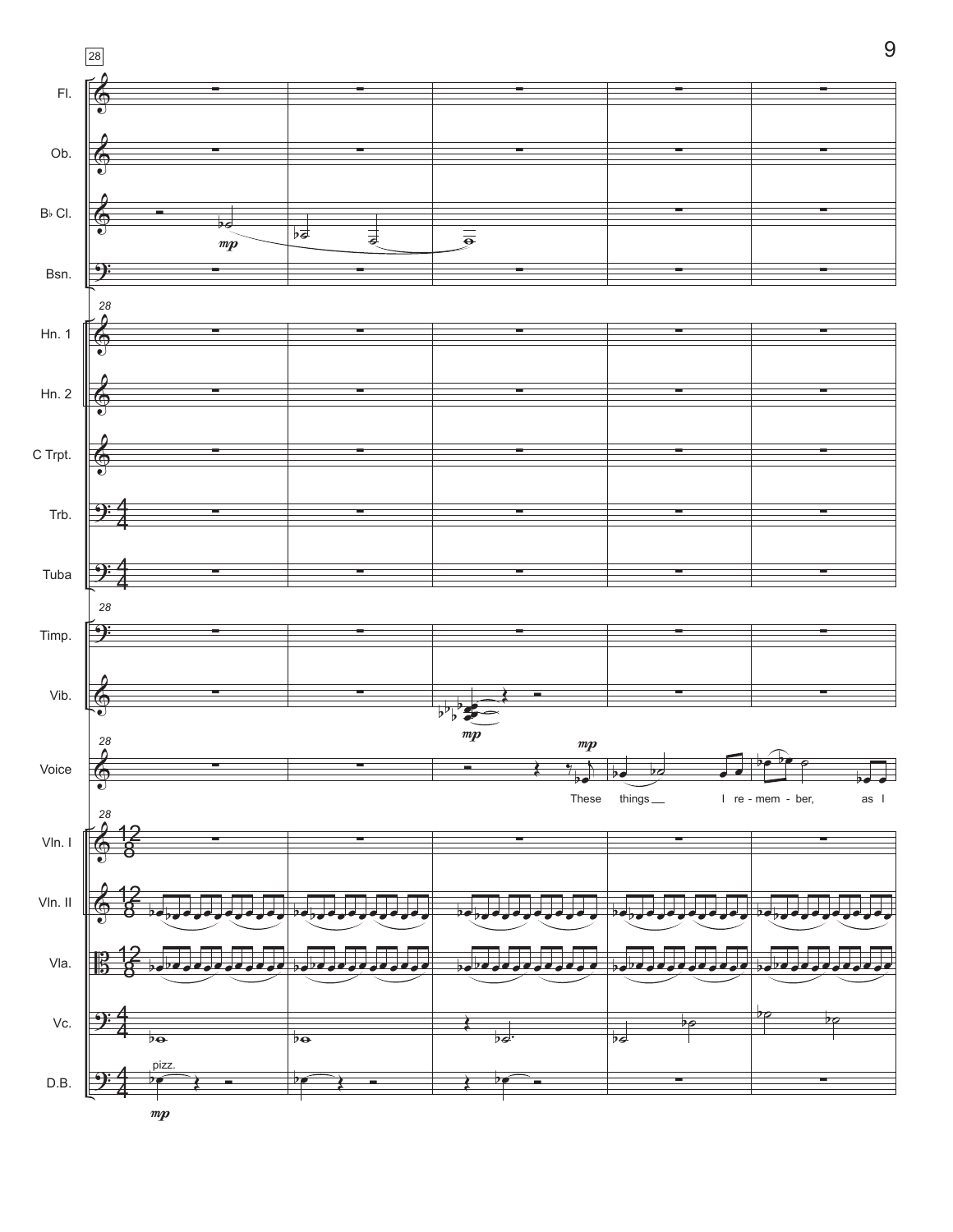28

Fl.

Ob.

B♭ Cl.

Bsn.

Hn. 1

Hn. 2

C Trpt.

Trb.

Tuba

Timp.

Vib.

Voice

These things I re - mem - ber, as I

Vln. I

Vln. II

Vla.

Vc.

D.B.

pizz.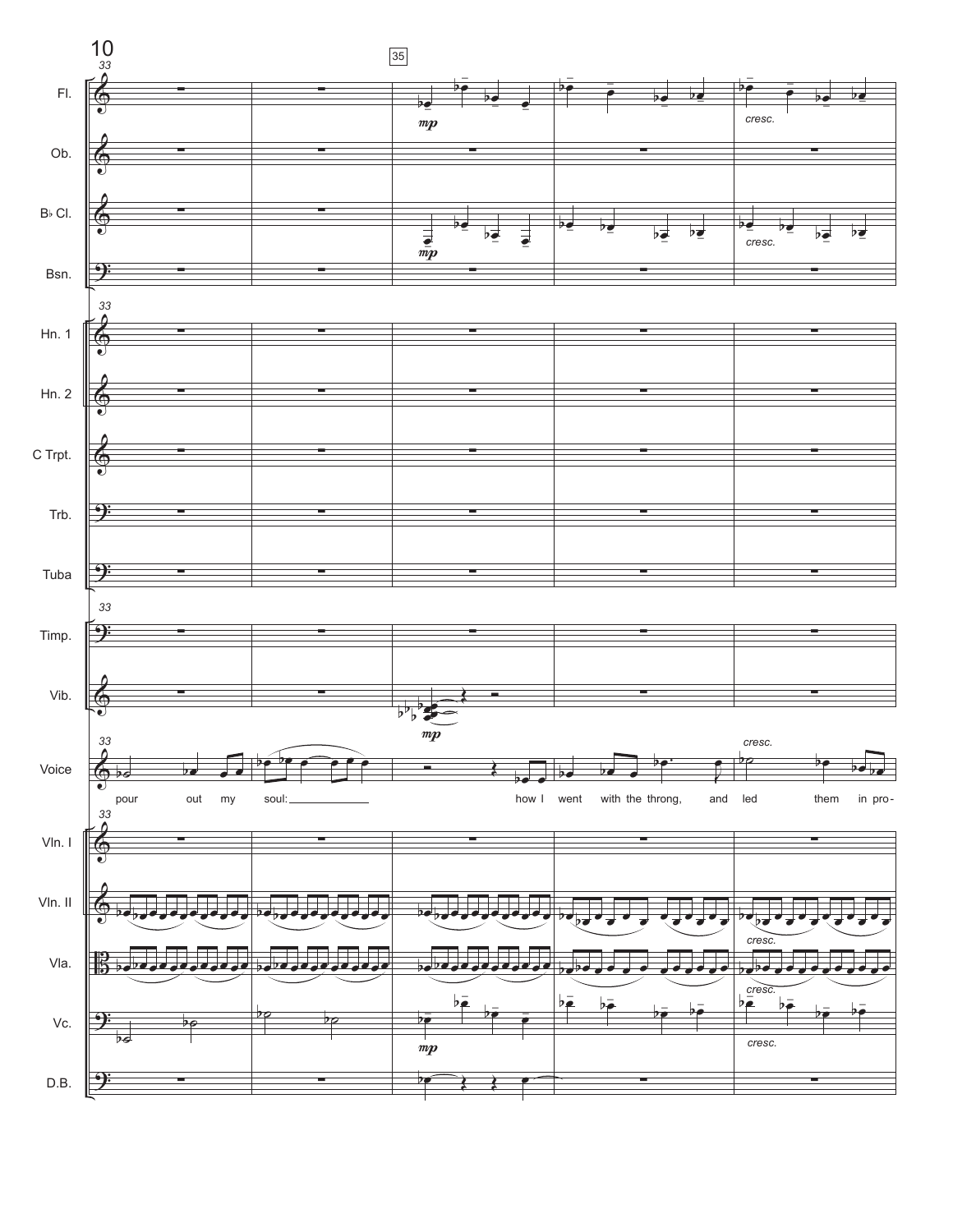pour out my soul: how I went with the throng, and led them in pro-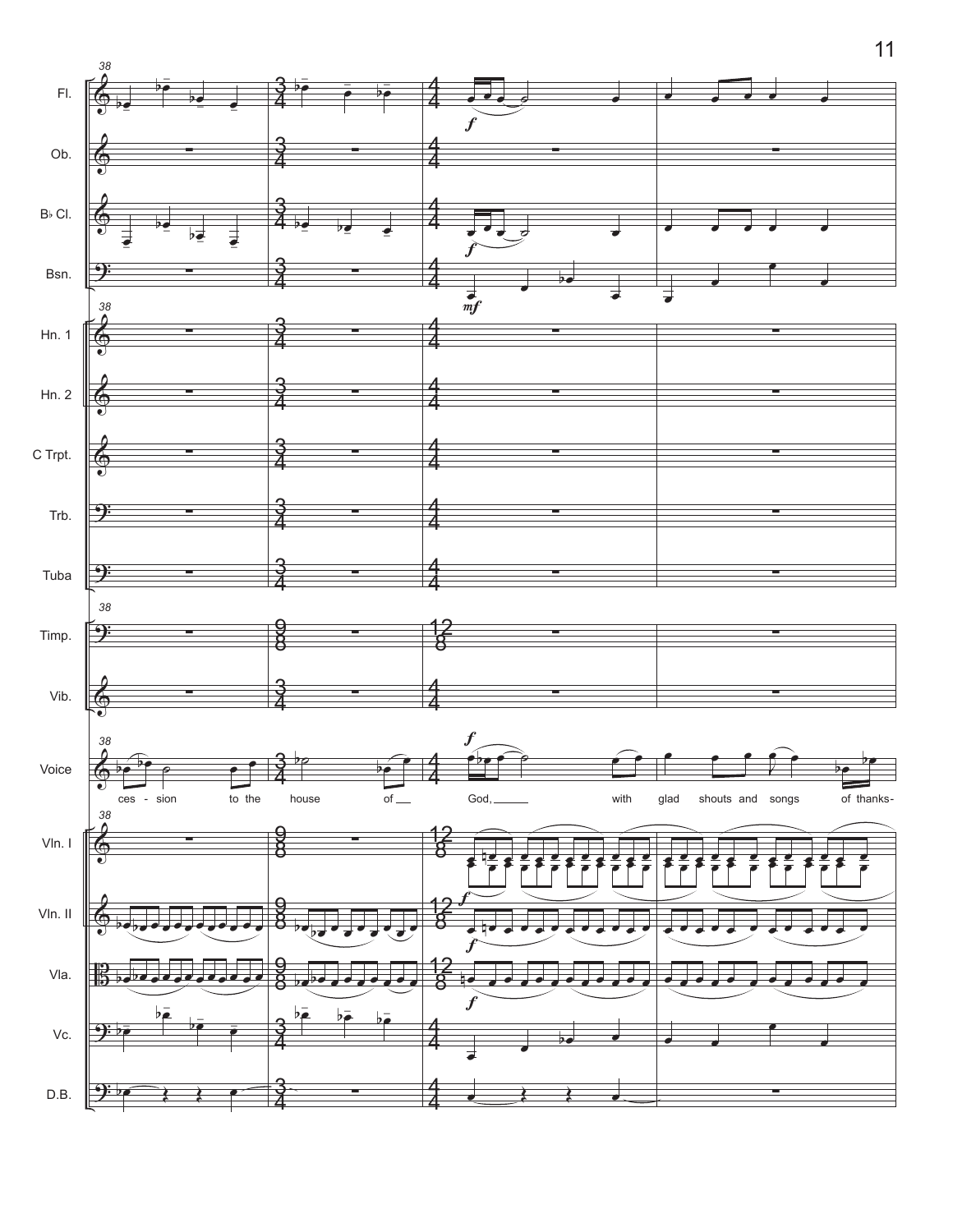Fl.

Ob.

B♭ Cl.

Bsn.

Hn. 1

Hn. 2

C Trpt.

Trb.

Tuba

Timp.

Vib.

Voice

ces - sion to the house of God, with glad shouts and songs of thanks-

Vln. I

Vln. II

Vla.

Vc.

D.B.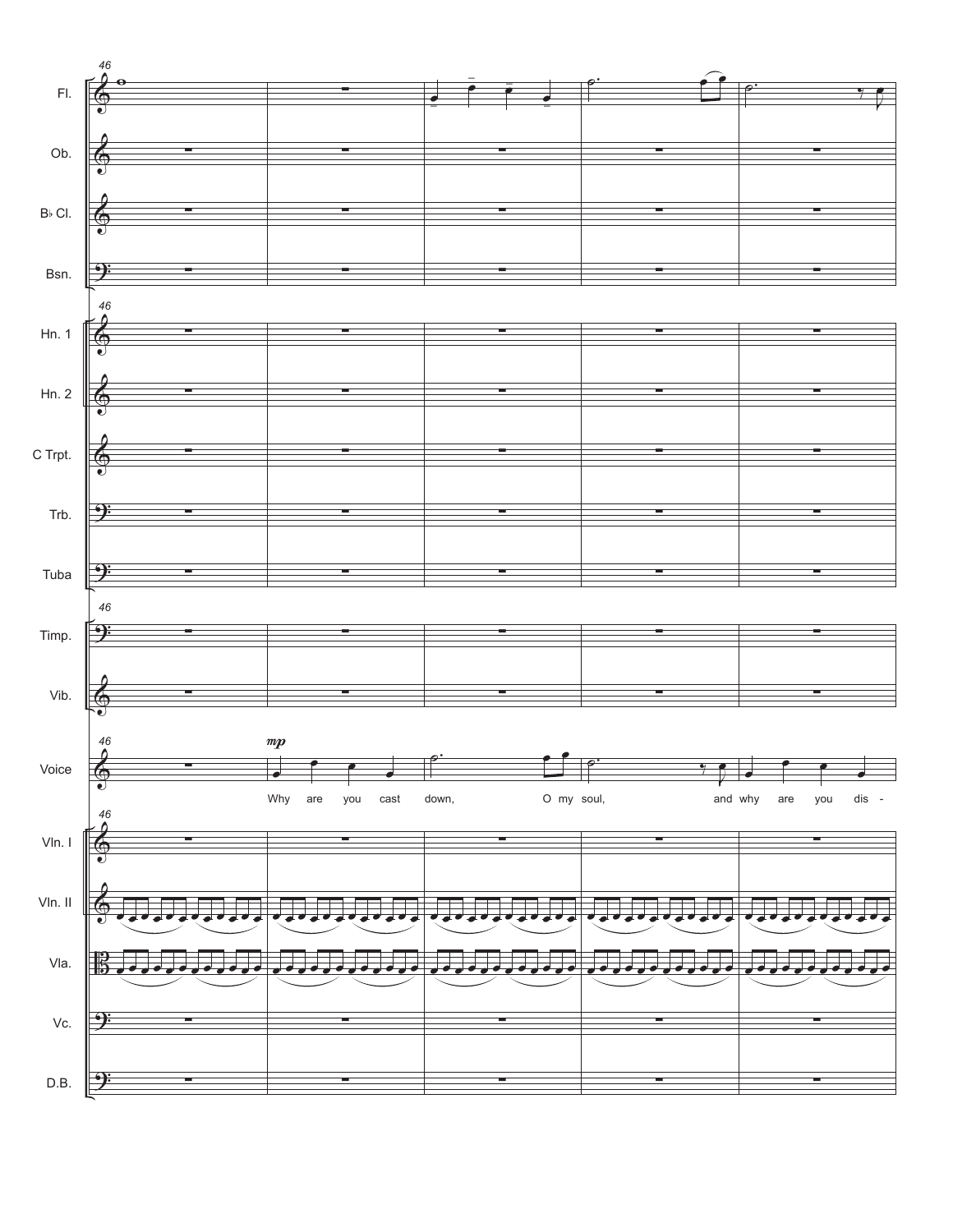Why are you cast down, O my soul, and why are you dis -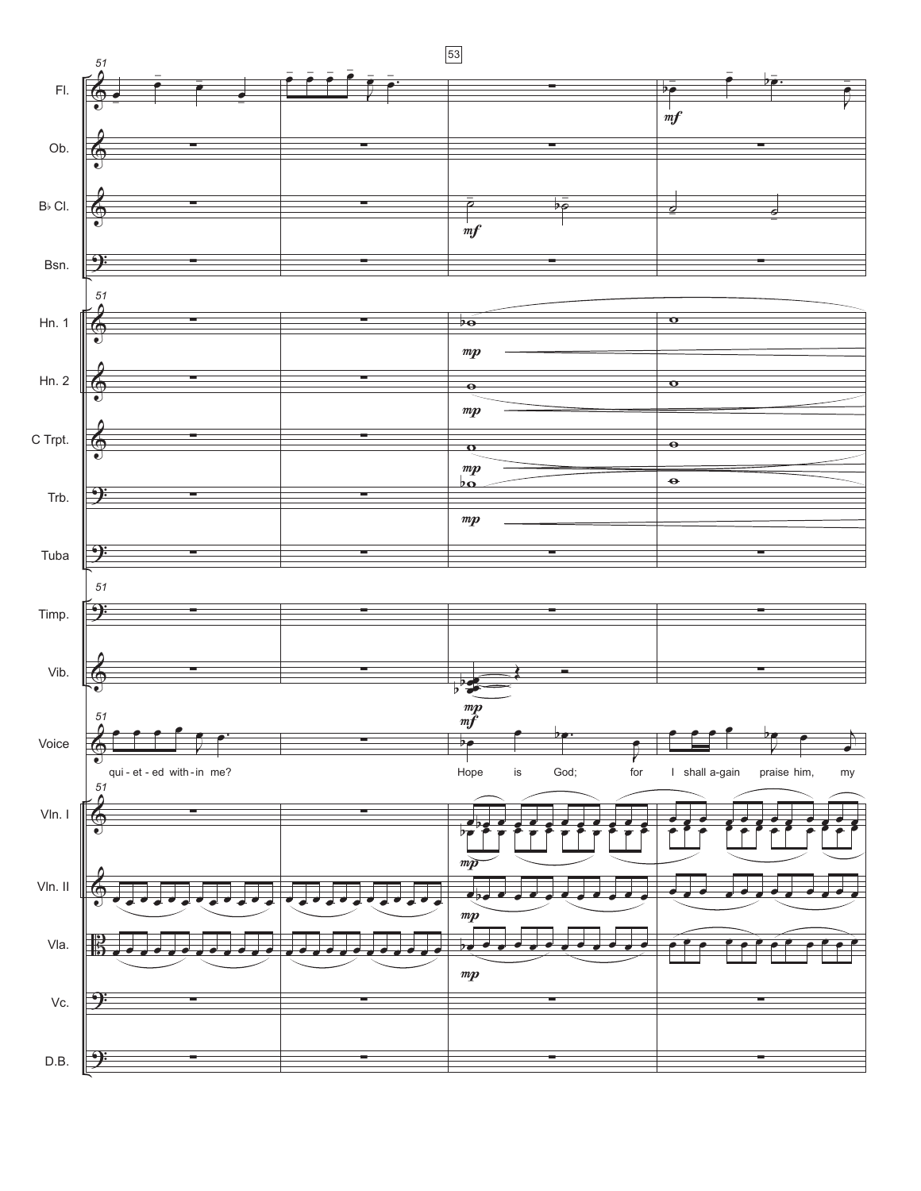53

Fl.
Ob.
B♭ Cl.
Bsn.
Hn. 1
Hn. 2
C Trpt.
Trb.
Tuba
Timp.
Vib.
Voice
Vln. I
Vln. II
Vla.
Vc.
D.B.

51

*mf* *mp*

qui - et - ed with - in me?

Hope is God; for I shall a-gain praise him, my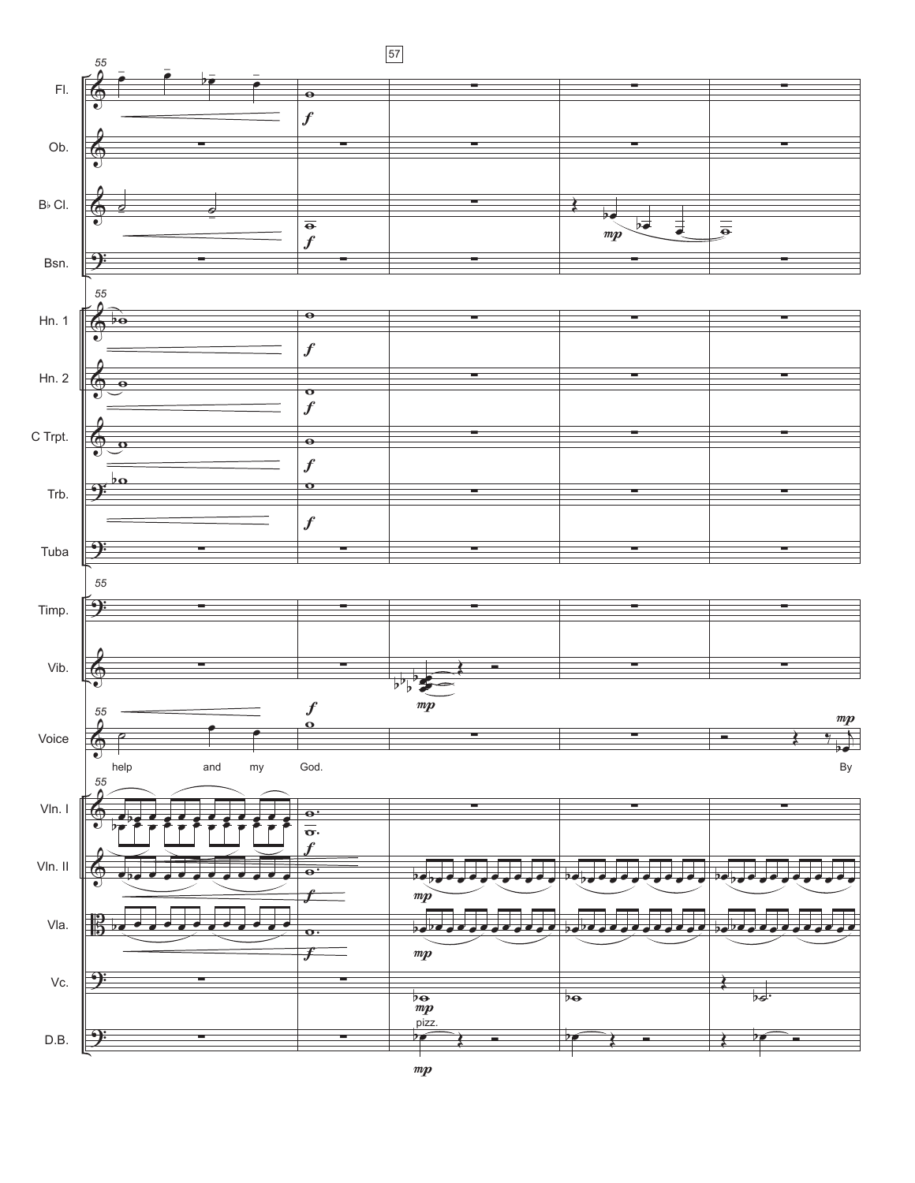help and my God. By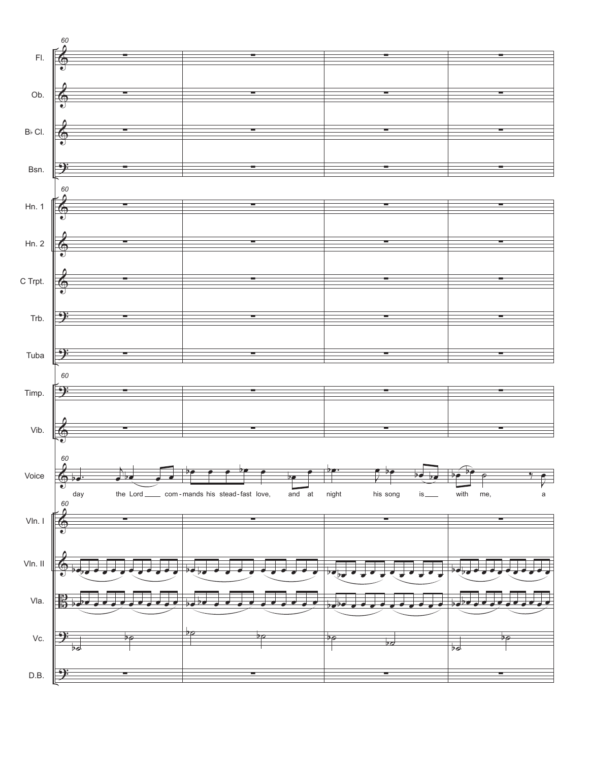60

Fl.

Ob.

B♭ Cl.

Bsn.

Hn. 1

Hn. 2

C Trpt.

Trb.

Tuba

Timp.

Vib.

Voice

day the Lord com-mands his stead-fast love, and at night his song is with me, a

Vln. I

Vln. II

Vla.

Vc.

D.B.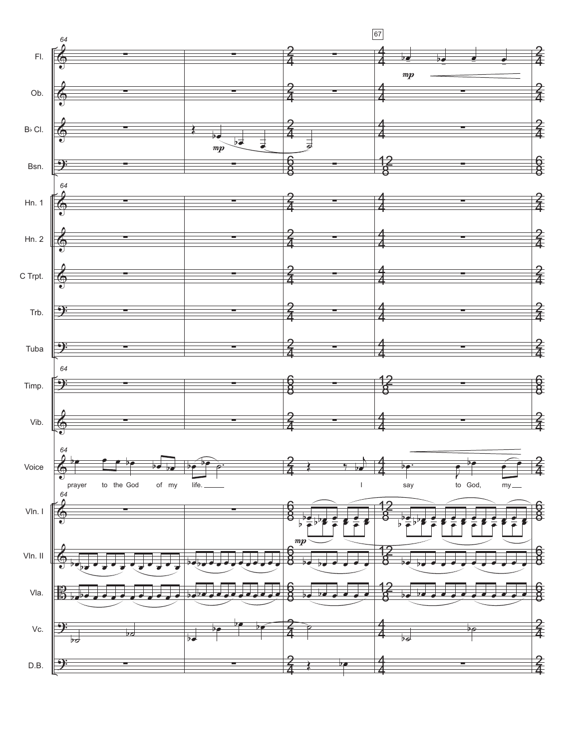64

67

Fl.

Ob.

B♭ Cl.

Bsn.

Hn. 1

Hn. 2

C Trpt.

Trb.

Tuba

Timp.

Vib.

Voice

prayer to the God of my life. I say to God, my

Vln. I

Vln. II

Vla.

Vc.

D.B.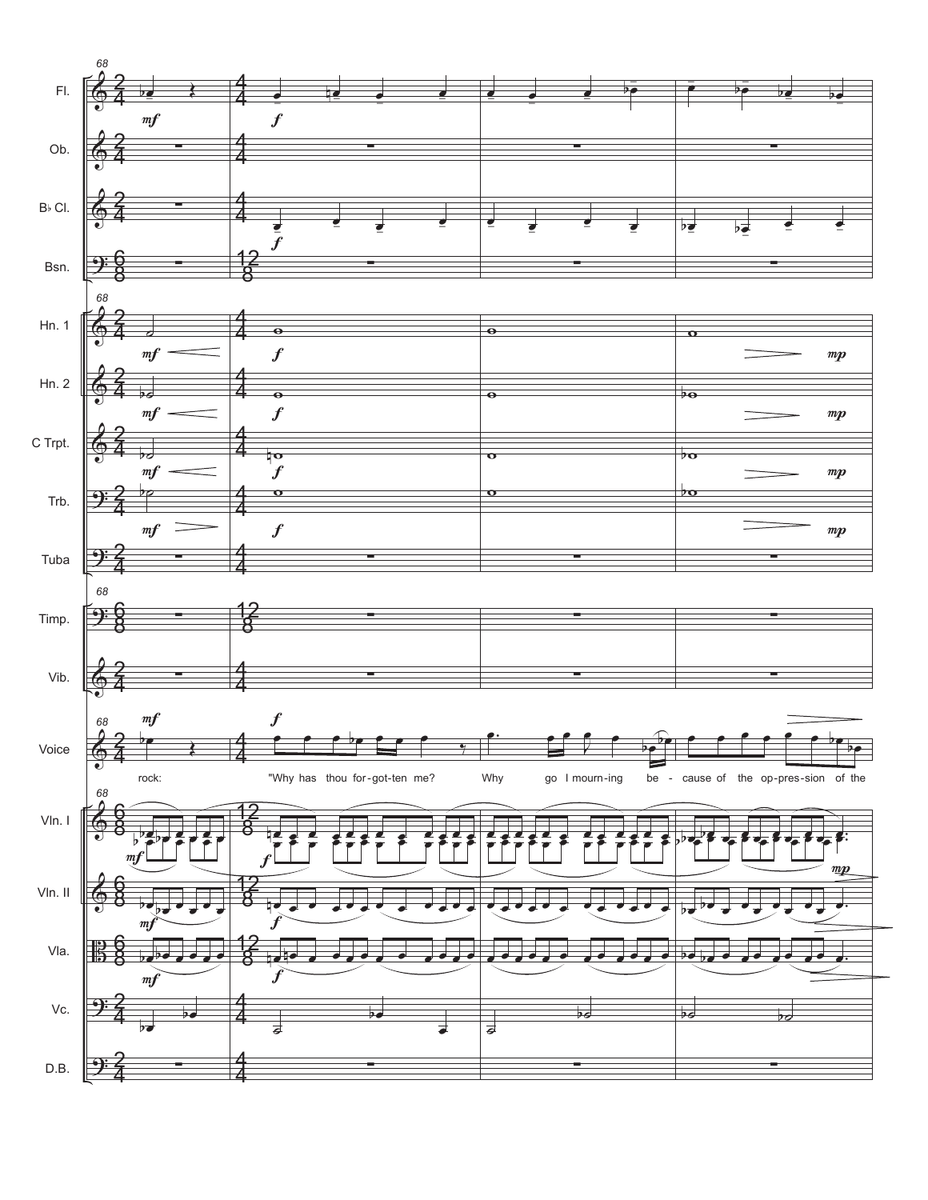rock: "Why has thou for-got-ten me? Why go I mourn-ing be - cause of the op-pres-sion of the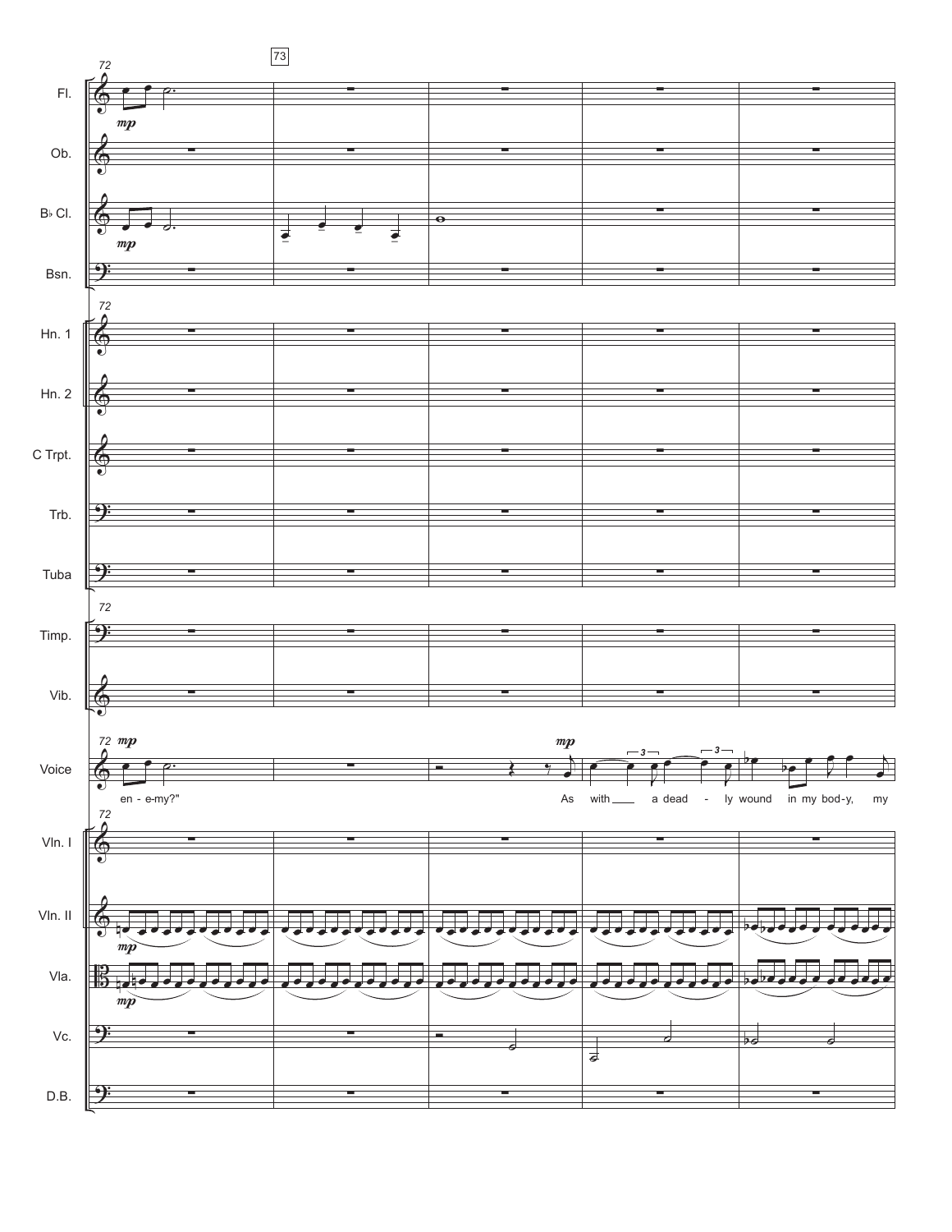72

73

Fl.

Ob.

B♭ Cl.

Bsn.

Hn. 1

Hn. 2

C Trpt.

Trb.

Tuba

Timp.

Vib.

Voice

en - e-my?" As with___ a dead - ly wound in my bod-y, my

Vln. I

Vln. II

Vla.

Vc.

D.B.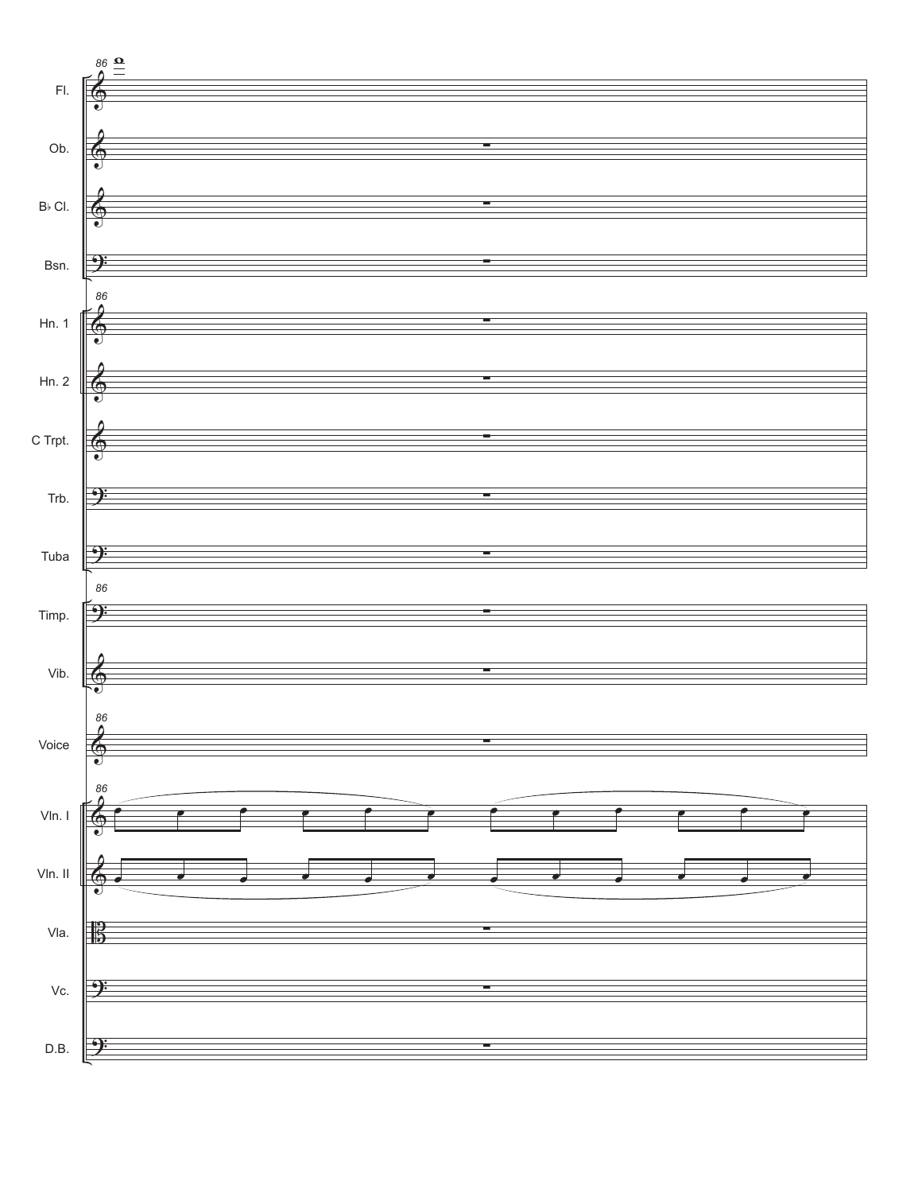Fl.

Ob.

B♭ Cl.

Bsn.

Hn. 1

Hn. 2

C Trpt.

Trb.

Tuba

Timp.

Vib.

Voice

Vln. I

Vln. II

Vla.

Vc.

D.B.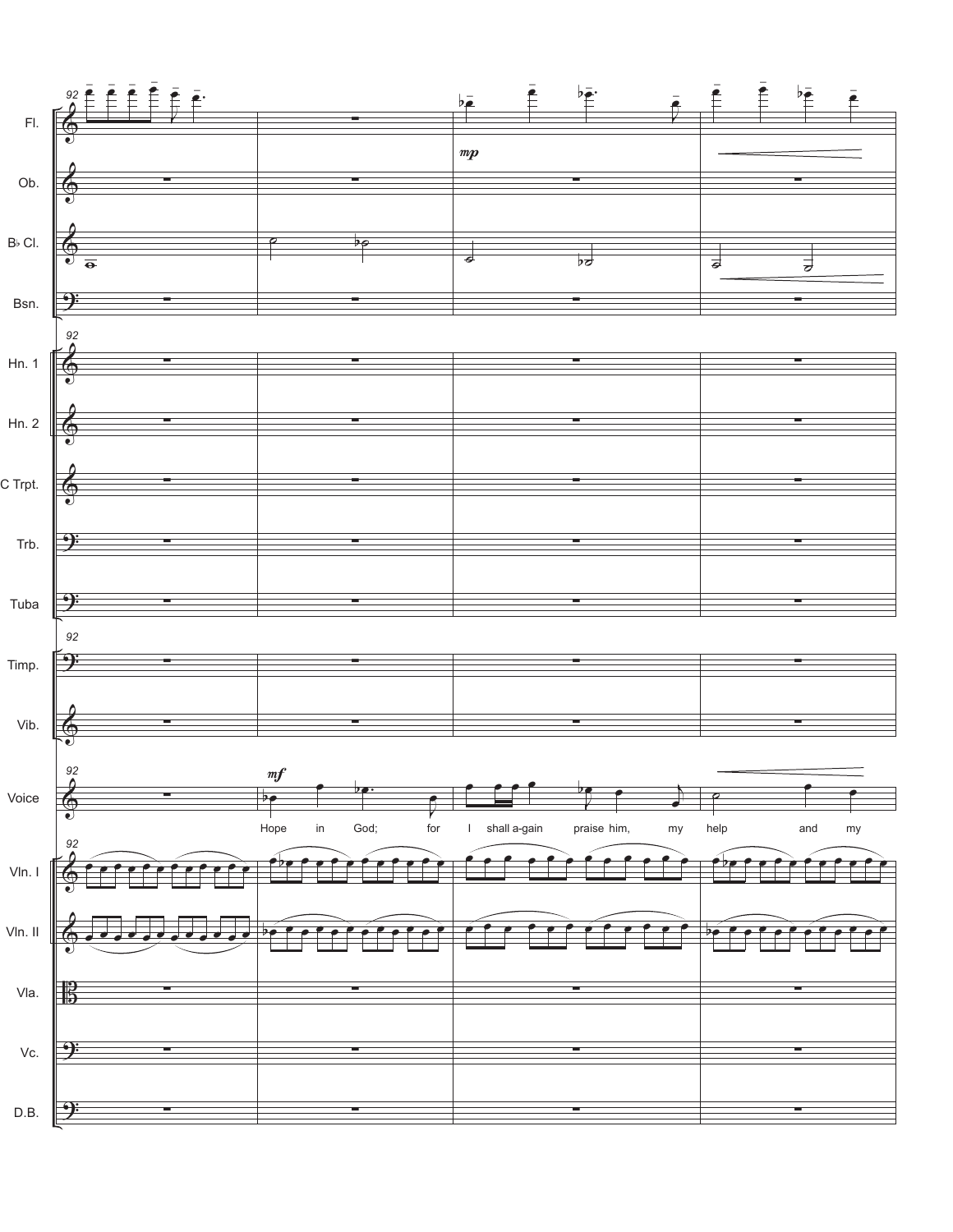| Fl. |
|---|
| Ob. |
| B♭ Cl. |
| Bsn. |
| Hn. 1 |
| Hn. 2 |
| C Trpt. |
| Trb. |
| Tuba |
| Timp. |
| Vib. |
| Voice |
| Vln. I |
| Vln. II |
| Vla. |
| Vc. |
| D.B. |

92

*mp*

*mf*

Hope in God; for I shall a-gain praise him, my help and my